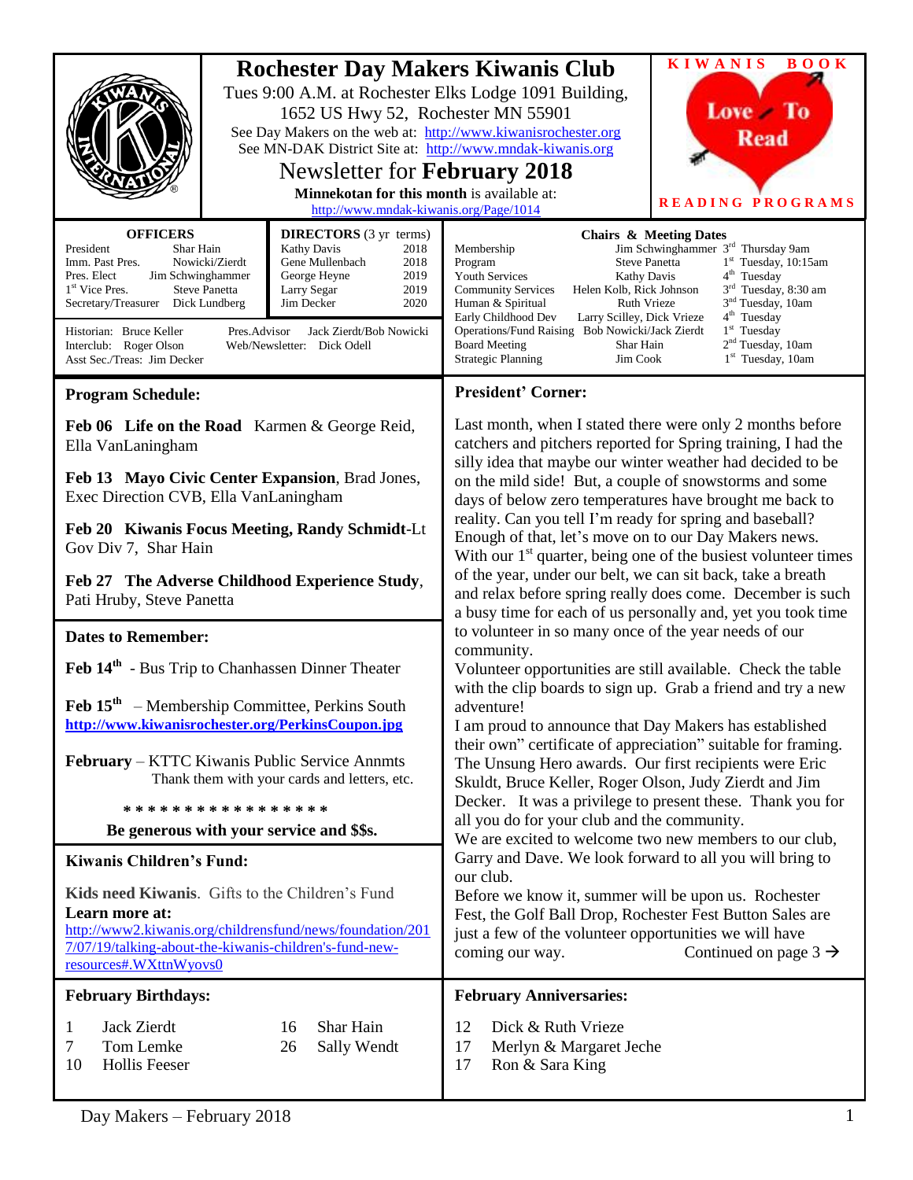# Rochester Day Makers Kiwanis Club

Tues 9:00 A.M. at Rochester Elks Lodge 1091 Building, 1652 US Hwy 52, Rochester MN 55901

See Day Makers on the web at: http://www.kiwanisrochester.org

See MN-DAK District Site at: http://www.mndak-kiwanis.org

## Newsletter for **February 2018**

**Minnekotan for this month** is available at: http://www.mndak-kiwanis.org/Page/1014

KIWANIS BOOK Love To Read READING PROGRAMS

| OFFICERS | | DIRECTORS (3 yr terms) | |
|---|---|---|---|
| President | Shar Hain | Kathy Davis | 2018 |
| Imm. Past Pres. | Nowicki/Zierdt | Gene Mullenbach | 2018 |
| Pres. Elect | Jim Schwinghammer | George Heyne | 2019 |
| 1st Vice Pres. | Steve Panetta | Larry Segar | 2019 |
| Secretary/Treasurer | Dick Lundberg | Jim Decker | 2020 |

Historian: Bruce Keller
Interclub: Roger Olson
Asst Sec./Treas: Jim Decker
Pres.Advisor: Jack Zierdt/Bob Nowicki
Web/Newsletter: Dick Odell

| Chairs & Meeting Dates | | |
|---|---|---|
| Membership | Jim Schwinghammer | 3rd Thursday 9am |
| Program | Steve Panetta | 1st Tuesday, 10:15am |
| Youth Services | Kathy Davis | 4th Tuesday |
| Community Services | Helen Kolb, Rick Johnson | 3rd Tuesday, 8:30 am |
| Human & Spiritual | Ruth Vrieze | 3nd Tuesday, 10am |
| Early Childhood Dev | Larry Scilley, Dick Vrieze | 4th Tuesday |
| Operations/Fund Raising | Bob Nowicki/Jack Zierdt | 1st Tuesday |
| Board Meeting | Shar Hain | 2nd Tuesday, 10am |
| Strategic Planning | Jim Cook | 1st Tuesday, 10am |

## Program Schedule:

**Feb 06 Life on the Road** Karmen & George Reid, Ella VanLaningham

**Feb 13 Mayo Civic Center Expansion**, Brad Jones, Exec Direction CVB, Ella VanLaningham

**Feb 20 Kiwanis Focus Meeting, Randy Schmidt**-Lt Gov Div 7, Shar Hain

**Feb 27 The Adverse Childhood Experience Study**, Pati Hruby, Steve Panetta

## Dates to Remember:

**Feb 14th** - Bus Trip to Chanhassen Dinner Theater

**Feb 15th** – Membership Committee, Perkins South
**http://www.kiwanisrochester.org/PerkinsCoupon.jpg**

**February** – KTTC Kiwanis Public Service Annmts
Thank them with your cards and letters, etc.

\* \* \* \* \* \* \* \* \* \* \* \* \* \* \* \*

**Be generous with your service and $$s.**

## Kiwanis Children's Fund:

**Kids need Kiwanis**. Gifts to the Children's Fund
**Learn more at:**
http://www2.kiwanis.org/childrensfund/news/foundation/2017/07/19/talking-about-the-kiwanis-children's-fund-new-resources#.WXttnWyovs0

## President' Corner:

Last month, when I stated there were only 2 months before catchers and pitchers reported for Spring training, I had the silly idea that maybe our winter weather had decided to be on the mild side! But, a couple of snowstorms and some days of below zero temperatures have brought me back to reality. Can you tell I'm ready for spring and baseball? Enough of that, let's move on to our Day Makers news.
With our 1st quarter, being one of the busiest volunteer times of the year, under our belt, we can sit back, take a breath and relax before spring really does come. December is such a busy time for each of us personally and, yet you took time to volunteer in so many once of the year needs of our community.
Volunteer opportunities are still available. Check the table with the clip boards to sign up. Grab a friend and try a new adventure!
I am proud to announce that Day Makers has established their own" certificate of appreciation" suitable for framing. The Unsung Hero awards. Our first recipients were Eric Skuldt, Bruce Keller, Roger Olson, Judy Zierdt and Jim Decker. It was a privilege to present these. Thank you for all you do for your club and the community.
We are excited to welcome two new members to our club, Garry and Dave. We look forward to all you will bring to our club.
Before we know it, summer will be upon us. Rochester Fest, the Golf Ball Drop, Rochester Fest Button Sales are just a few of the volunteer opportunities we will have coming our way. Continued on page 3 →

## February Birthdays:

| | | | |
|---|---|---|---|
| 1 | Jack Zierdt | 16 | Shar Hain |
| 7 | Tom Lemke | 26 | Sally Wendt |
| 10 | Hollis Feeser | | |

## February Anniversaries:

| | |
|---|---|
| 12 | Dick & Ruth Vrieze |
| 17 | Merlyn & Margaret Jeche |
| 17 | Ron & Sara King |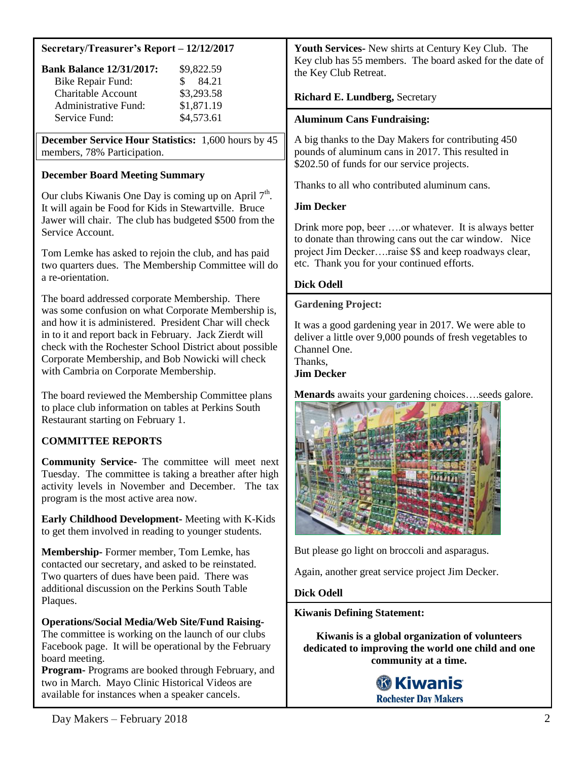**Secretary/Treasurer's Report – 12/12/2017**

| **Bank Balance 12/31/2017:** | $9,822.59 |
|---|---|
| Bike Repair Fund: | $ 84.21 |
| Charitable Account | $3,293.58 |
| Administrative Fund: | $1,871.19 |
| Service Fund: | $4,573.61 |

**December Service Hour Statistics:** 1,600 hours by 45 members, 78% Participation.

**December Board Meeting Summary**

Our clubs Kiwanis One Day is coming up on April 7th. It will again be Food for Kids in Stewartville. Bruce Jawer will chair. The club has budgeted $500 from the Service Account.

Tom Lemke has asked to rejoin the club, and has paid two quarters dues. The Membership Committee will do a re-orientation.

The board addressed corporate Membership. There was some confusion on what Corporate Membership is, and how it is administered. President Char will check in to it and report back in February. Jack Zierdt will check with the Rochester School District about possible Corporate Membership, and Bob Nowicki will check with Cambria on Corporate Membership.

The board reviewed the Membership Committee plans to place club information on tables at Perkins South Restaurant starting on February 1.

**COMMITTEE REPORTS**

**Community Service-** The committee will meet next Tuesday. The committee is taking a breather after high activity levels in November and December. The tax program is the most active area now.

**Early Childhood Development-** Meeting with K-Kids to get them involved in reading to younger students.

**Membership-** Former member, Tom Lemke, has contacted our secretary, and asked to be reinstated. Two quarters of dues have been paid. There was additional discussion on the Perkins South Table Plaques.

**Operations/Social Media/Web Site/Fund Raising-** The committee is working on the launch of our clubs Facebook page. It will be operational by the February board meeting.

**Program-** Programs are booked through February, and two in March. Mayo Clinic Historical Videos are available for instances when a speaker cancels.

**Youth Services-** New shirts at Century Key Club. The Key club has 55 members. The board asked for the date of the Key Club Retreat.

**Richard E. Lundberg,** Secretary

**Aluminum Cans Fundraising:**

A big thanks to the Day Makers for contributing 450 pounds of aluminum cans in 2017. This resulted in $202.50 of funds for our service projects.

Thanks to all who contributed aluminum cans.

**Jim Decker**

Drink more pop, beer ….or whatever. It is always better to donate than throwing cans out the car window. Nice project Jim Decker….raise $$ and keep roadways clear, etc. Thank you for your continued efforts.

**Dick Odell**

**Gardening Project:**

It was a good gardening year in 2017. We were able to deliver a little over 9,000 pounds of fresh vegetables to Channel One.

Thanks,
**Jim Decker**

**Menards** awaits your gardening choices….seeds galore.

But please go light on broccoli and asparagus.

Again, another great service project Jim Decker.

**Dick Odell**

**Kiwanis Defining Statement:**

**Kiwanis is a global organization of volunteers dedicated to improving the world one child and one community at a time.**

**Kiwanis**
**Rochester Day Makers**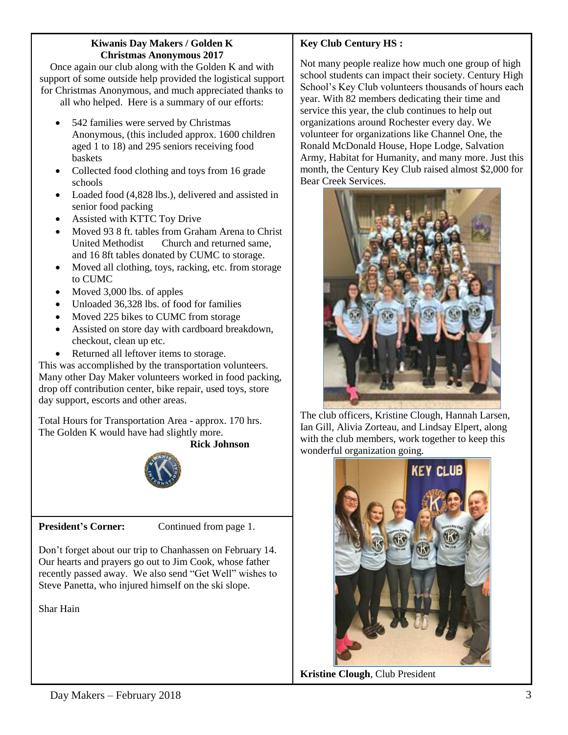### Kiwanis Day Makers / Golden K
### Christmas Anonymous 2017

Once again our club along with the Golden K and with support of some outside help provided the logistical support for Christmas Anonymous, and much appreciated thanks to all who helped. Here is a summary of our efforts:

- 542 families were served by Christmas Anonymous, (this included approx. 1600 children aged 1 to 18) and 295 seniors receiving food baskets
- Collected food clothing and toys from 16 grade schools
- Loaded food (4,828 lbs.), delivered and assisted in senior food packing
- Assisted with KTTC Toy Drive
- Moved 93 8 ft. tables from Graham Arena to Christ United Methodist Church and returned same, and 16 8ft tables donated by CUMC to storage.
- Moved all clothing, toys, racking, etc. from storage to CUMC
- Moved 3,000 lbs. of apples
- Unloaded 36,328 lbs. of food for families
- Moved 225 bikes to CUMC from storage
- Assisted on store day with cardboard breakdown, checkout, clean up etc.
- Returned all leftover items to storage.

This was accomplished by the transportation volunteers. Many other Day Maker volunteers worked in food packing, drop off contribution center, bike repair, used toys, store day support, escorts and other areas.

Total Hours for Transportation Area - approx. 170 hrs. The Golden K would have had slightly more.

**Rick Johnson**

**President's Corner:** Continued from page 1.

Don't forget about our trip to Chanhassen on February 14. Our hearts and prayers go out to Jim Cook, whose father recently passed away. We also send "Get Well" wishes to Steve Panetta, who injured himself on the ski slope.

Shar Hain

**Key Club Century HS :**

Not many people realize how much one group of high school students can impact their society. Century High School's Key Club volunteers thousands of hours each year. With 82 members dedicating their time and service this year, the club continues to help out organizations around Rochester every day. We volunteer for organizations like Channel One, the Ronald McDonald House, Hope Lodge, Salvation Army, Habitat for Humanity, and many more. Just this month, the Century Key Club raised almost $2,000 for Bear Creek Services.

The club officers, Kristine Clough, Hannah Larsen, Ian Gill, Alivia Zorteau, and Lindsay Elpert, along with the club members, work together to keep this wonderful organization going.

**Kristine Clough**, Club President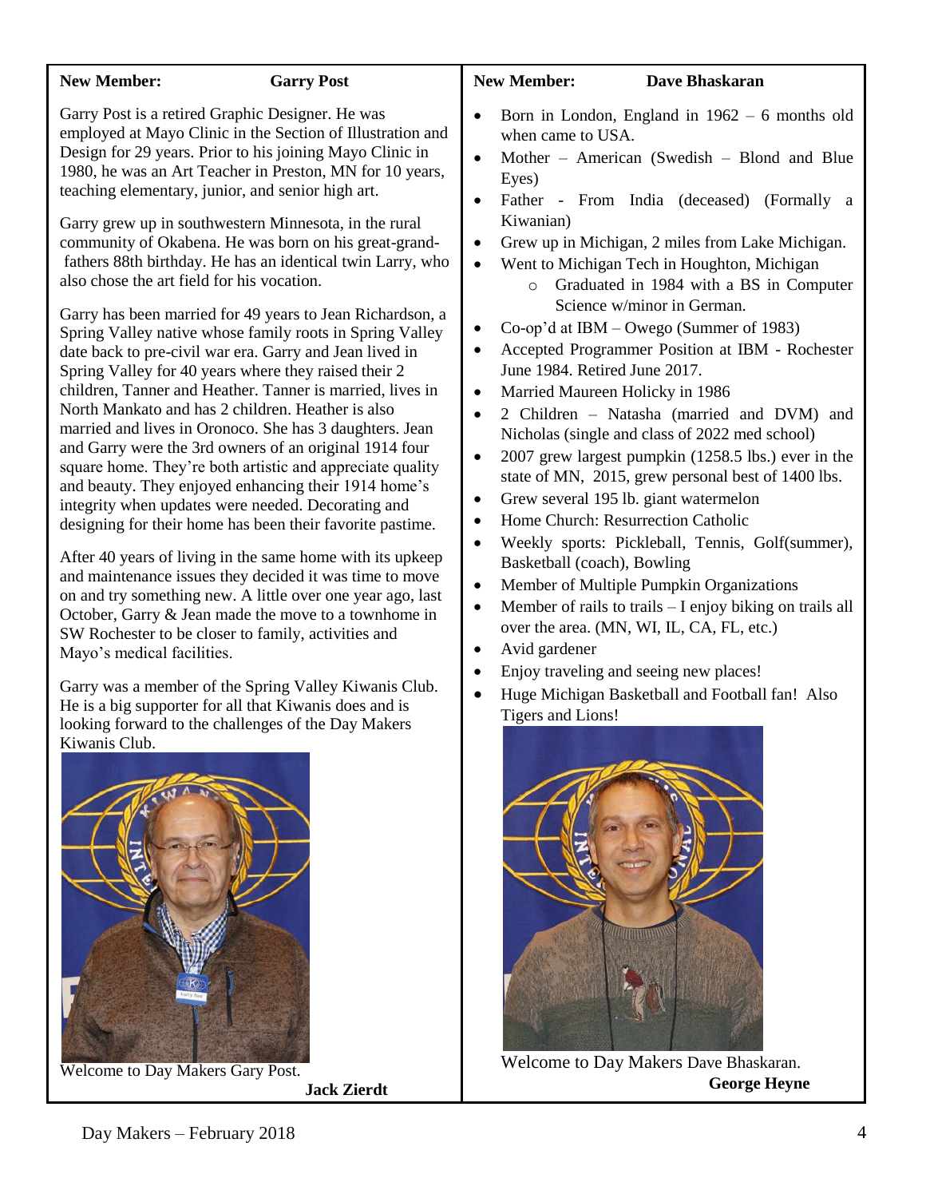**New Member: Garry Post**

Garry Post is a retired Graphic Designer. He was employed at Mayo Clinic in the Section of Illustration and Design for 29 years. Prior to his joining Mayo Clinic in 1980, he was an Art Teacher in Preston, MN for 10 years, teaching elementary, junior, and senior high art.

Garry grew up in southwestern Minnesota, in the rural community of Okabena. He was born on his great-grand-fathers 88th birthday. He has an identical twin Larry, who also chose the art field for his vocation.

Garry has been married for 49 years to Jean Richardson, a Spring Valley native whose family roots in Spring Valley date back to pre-civil war era. Garry and Jean lived in Spring Valley for 40 years where they raised their 2 children, Tanner and Heather. Tanner is married, lives in North Mankato and has 2 children. Heather is also married and lives in Oronoco. She has 3 daughters. Jean and Garry were the 3rd owners of an original 1914 four square home. They're both artistic and appreciate quality and beauty. They enjoyed enhancing their 1914 home's integrity when updates were needed. Decorating and designing for their home has been their favorite pastime.

After 40 years of living in the same home with its upkeep and maintenance issues they decided it was time to move on and try something new. A little over one year ago, last October, Garry & Jean made the move to a townhome in SW Rochester to be closer to family, activities and Mayo's medical facilities.

Garry was a member of the Spring Valley Kiwanis Club. He is a big supporter for all that Kiwanis does and is looking forward to the challenges of the Day Makers Kiwanis Club.

Welcome to Day Makers Gary Post.

**Jack Zierdt**

**New Member: Dave Bhaskaran**

- Born in London, England in 1962 – 6 months old when came to USA.
- Mother – American (Swedish – Blond and Blue Eyes)
- Father - From India (deceased) (Formally a Kiwanian)
- Grew up in Michigan, 2 miles from Lake Michigan.
- Went to Michigan Tech in Houghton, Michigan
  - Graduated in 1984 with a BS in Computer Science w/minor in German.
- Co-op'd at IBM – Owego (Summer of 1983)
- Accepted Programmer Position at IBM - Rochester June 1984. Retired June 2017.
- Married Maureen Holicky in 1986
- 2 Children – Natasha (married and DVM) and Nicholas (single and class of 2022 med school)
- 2007 grew largest pumpkin (1258.5 lbs.) ever in the state of MN, 2015, grew personal best of 1400 lbs.
- Grew several 195 lb. giant watermelon
- Home Church: Resurrection Catholic
- Weekly sports: Pickleball, Tennis, Golf(summer), Basketball (coach), Bowling
- Member of Multiple Pumpkin Organizations
- Member of rails to trails – I enjoy biking on trails all over the area. (MN, WI, IL, CA, FL, etc.)
- Avid gardener
- Enjoy traveling and seeing new places!
- Huge Michigan Basketball and Football fan! Also Tigers and Lions!

Welcome to Day Makers Dave Bhaskaran.

**George Heyne**